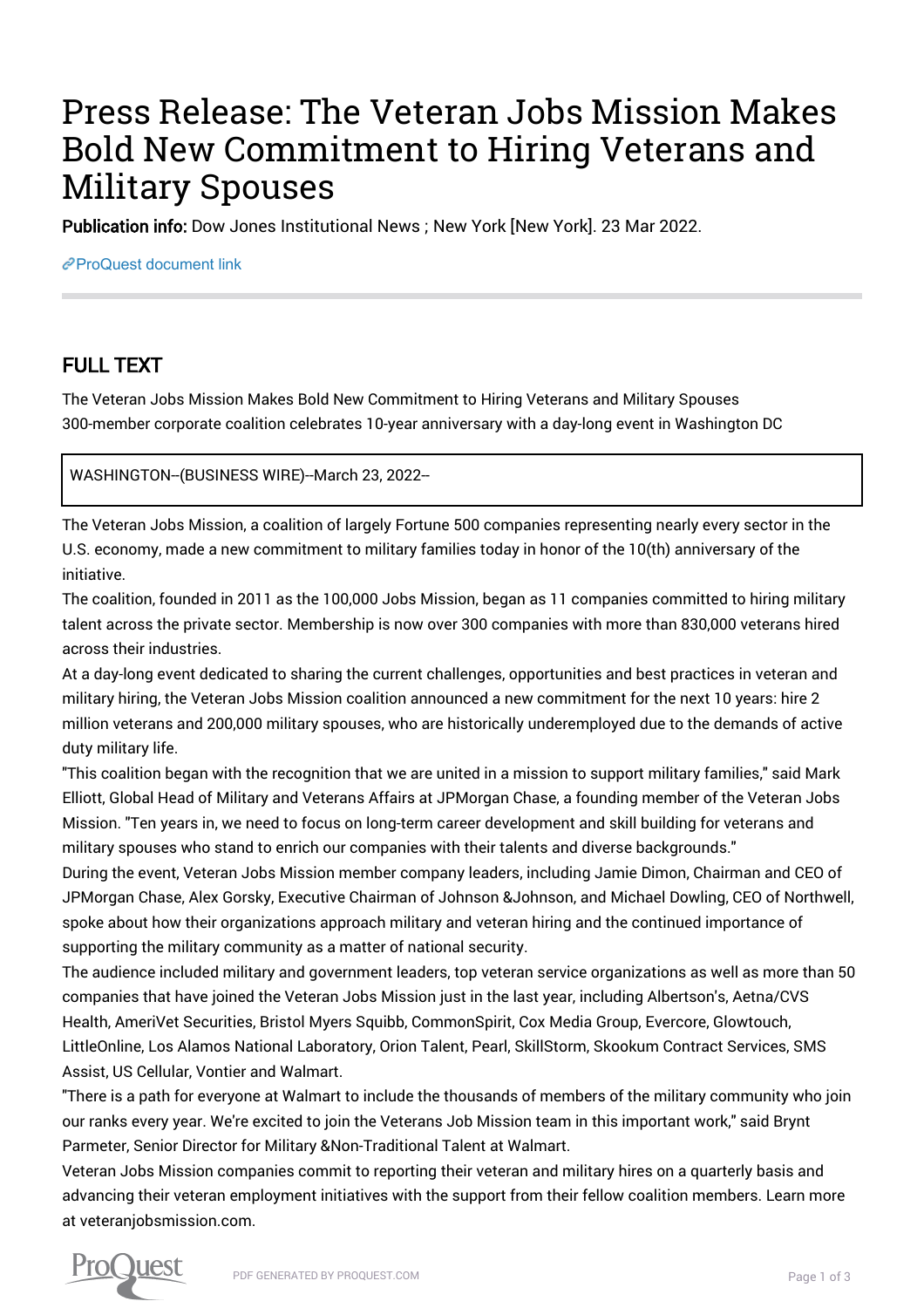# Press Release: The Veteran Jobs Mission Makes Bold New Commitment to Hiring Veterans and Military Spouses

**Publication info:** Dow Jones Institutional News ; New York [New York]. 23 Mar 2022.

ProQuest document link

## FULL TEXT

The Veteran Jobs Mission Makes Bold New Commitment to Hiring Veterans and Military Spouses
300-member corporate coalition celebrates 10-year anniversary with a day-long event in Washington DC

WASHINGTON--(BUSINESS WIRE)--March 23, 2022--

The Veteran Jobs Mission, a coalition of largely Fortune 500 companies representing nearly every sector in the U.S. economy, made a new commitment to military families today in honor of the 10(th) anniversary of the initiative.

The coalition, founded in 2011 as the 100,000 Jobs Mission, began as 11 companies committed to hiring military talent across the private sector. Membership is now over 300 companies with more than 830,000 veterans hired across their industries.

At a day-long event dedicated to sharing the current challenges, opportunities and best practices in veteran and military hiring, the Veteran Jobs Mission coalition announced a new commitment for the next 10 years: hire 2 million veterans and 200,000 military spouses, who are historically underemployed due to the demands of active duty military life.

"This coalition began with the recognition that we are united in a mission to support military families," said Mark Elliott, Global Head of Military and Veterans Affairs at JPMorgan Chase, a founding member of the Veteran Jobs Mission. "Ten years in, we need to focus on long-term career development and skill building for veterans and military spouses who stand to enrich our companies with their talents and diverse backgrounds."

During the event, Veteran Jobs Mission member company leaders, including Jamie Dimon, Chairman and CEO of JPMorgan Chase, Alex Gorsky, Executive Chairman of Johnson &Johnson, and Michael Dowling, CEO of Northwell, spoke about how their organizations approach military and veteran hiring and the continued importance of supporting the military community as a matter of national security.

The audience included military and government leaders, top veteran service organizations as well as more than 50 companies that have joined the Veteran Jobs Mission just in the last year, including Albertson's, Aetna/CVS Health, AmeriVet Securities, Bristol Myers Squibb, CommonSpirit, Cox Media Group, Evercore, Glowtouch, LittleOnline, Los Alamos National Laboratory, Orion Talent, Pearl, SkillStorm, Skookum Contract Services, SMS Assist, US Cellular, Vontier and Walmart.

"There is a path for everyone at Walmart to include the thousands of members of the military community who join our ranks every year. We're excited to join the Veterans Job Mission team in this important work," said Brynt Parmeter, Senior Director for Military &Non-Traditional Talent at Walmart.

Veteran Jobs Mission companies commit to reporting their veteran and military hires on a quarterly basis and advancing their veteran employment initiatives with the support from their fellow coalition members. Learn more at veteranjobsmission.com.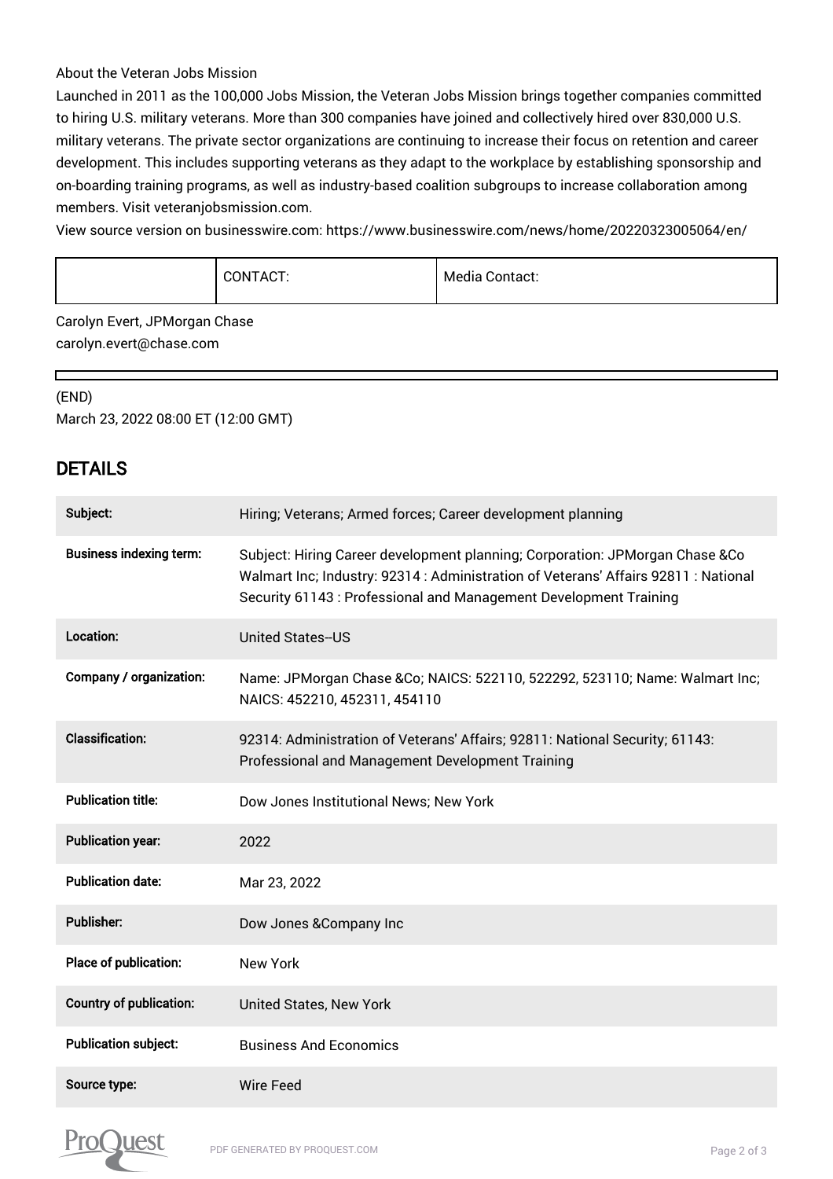About the Veteran Jobs Mission

Launched in 2011 as the 100,000 Jobs Mission, the Veteran Jobs Mission brings together companies committed to hiring U.S. military veterans. More than 300 companies have joined and collectively hired over 830,000 U.S. military veterans. The private sector organizations are continuing to increase their focus on retention and career development. This includes supporting veterans as they adapt to the workplace by establishing sponsorship and on-boarding training programs, as well as industry-based coalition subgroups to increase collaboration among members. Visit veteranjobsmission.com.

View source version on businesswire.com: https://www.businesswire.com/news/home/20220323005064/en/

| | CONTACT: | Media Contact: |
|---|---|---|

Carolyn Evert, JPMorgan Chase
carolyn.evert@chase.com

(END)
March 23, 2022 08:00 ET (12:00 GMT)

## DETAILS

| | |
|---|---|
| **Subject:** | Hiring; Veterans; Armed forces; Career development planning |
| **Business indexing term:** | Subject: Hiring Career development planning; Corporation: JPMorgan Chase &Co Walmart Inc; Industry: 92314 : Administration of Veterans' Affairs 92811 : National Security 61143 : Professional and Management Development Training |
| **Location:** | United States--US |
| **Company / organization:** | Name: JPMorgan Chase &Co; NAICS: 522110, 522292, 523110; Name: Walmart Inc; NAICS: 452210, 452311, 454110 |
| **Classification:** | 92314: Administration of Veterans' Affairs; 92811: National Security; 61143: Professional and Management Development Training |
| **Publication title:** | Dow Jones Institutional News; New York |
| **Publication year:** | 2022 |
| **Publication date:** | Mar 23, 2022 |
| **Publisher:** | Dow Jones &Company Inc |
| **Place of publication:** | New York |
| **Country of publication:** | United States, New York |
| **Publication subject:** | Business And Economics |
| **Source type:** | Wire Feed |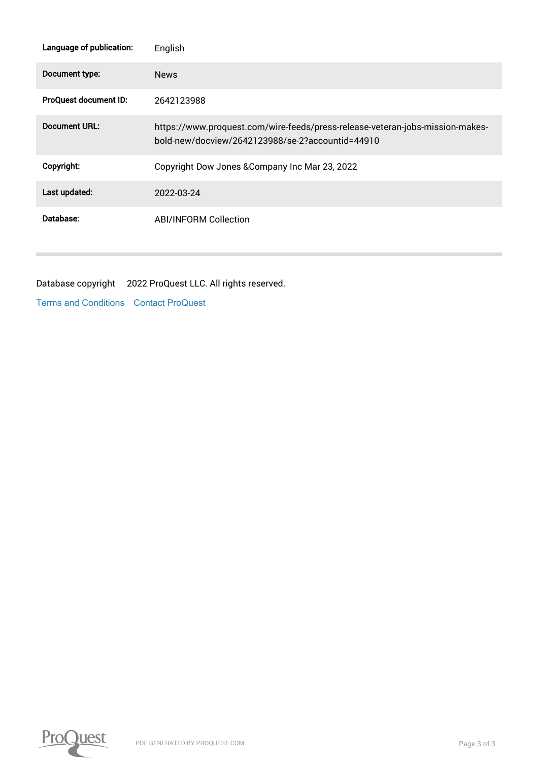| | |
|---|---|
| **Language of publication:** | English |
| **Document type:** | News |
| **ProQuest document ID:** | 2642123988 |
| **Document URL:** | https://www.proquest.com/wire-feeds/press-release-veteran-jobs-mission-makes-bold-new/docview/2642123988/se-2?accountid=44910 |
| **Copyright:** | Copyright Dow Jones &Company Inc Mar 23, 2022 |
| **Last updated:** | 2022-03-24 |
| **Database:** | ABI/INFORM Collection |

Database copyright 2022 ProQuest LLC. All rights reserved.

Terms and Conditions Contact ProQuest